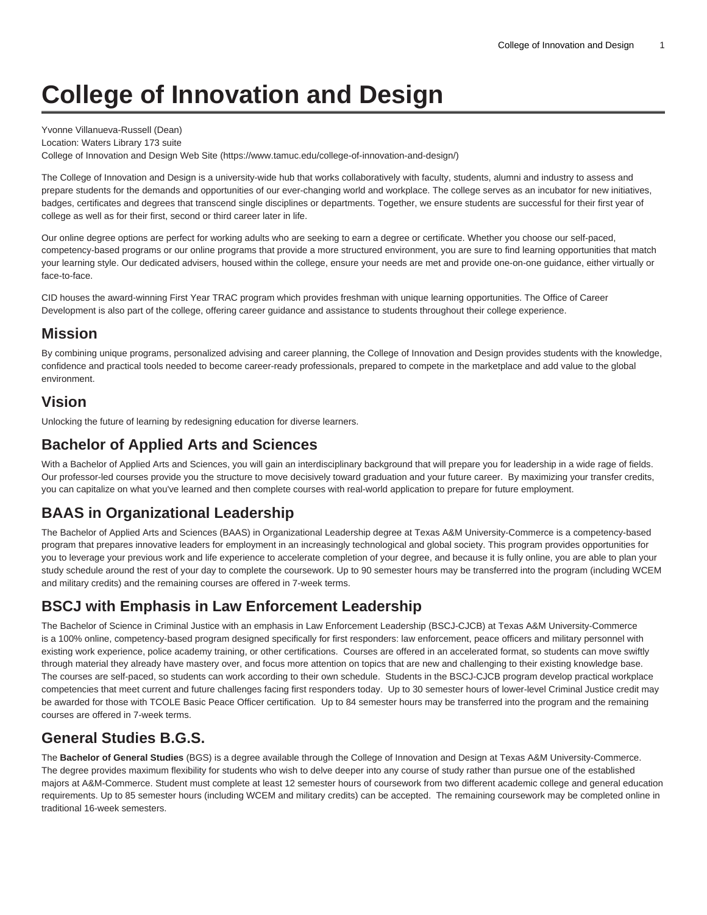# College of Innovation and Design

Yvonne Villanueva-Russell (Dean)
Location: Waters Library 173 suite
College of Innovation and Design Web Site (https://www.tamuc.edu/college-of-innovation-and-design/)

The College of Innovation and Design is a university-wide hub that works collaboratively with faculty, students, alumni and industry to assess and prepare students for the demands and opportunities of our ever-changing world and workplace. The college serves as an incubator for new initiatives, badges, certificates and degrees that transcend single disciplines or departments. Together, we ensure students are successful for their first year of college as well as for their first, second or third career later in life.

Our online degree options are perfect for working adults who are seeking to earn a degree or certificate. Whether you choose our self-paced, competency-based programs or our online programs that provide a more structured environment, you are sure to find learning opportunities that match your learning style. Our dedicated advisers, housed within the college, ensure your needs are met and provide one-on-one guidance, either virtually or face-to-face.

CID houses the award-winning First Year TRAC program which provides freshman with unique learning opportunities. The Office of Career Development is also part of the college, offering career guidance and assistance to students throughout their college experience.

## Mission

By combining unique programs, personalized advising and career planning, the College of Innovation and Design provides students with the knowledge, confidence and practical tools needed to become career-ready professionals, prepared to compete in the marketplace and add value to the global environment.

## Vision

Unlocking the future of learning by redesigning education for diverse learners.

## Bachelor of Applied Arts and Sciences

With a Bachelor of Applied Arts and Sciences, you will gain an interdisciplinary background that will prepare you for leadership in a wide rage of fields. Our professor-led courses provide you the structure to move decisively toward graduation and your future career. By maximizing your transfer credits, you can capitalize on what you've learned and then complete courses with real-world application to prepare for future employment.

## BAAS in Organizational Leadership

The Bachelor of Applied Arts and Sciences (BAAS) in Organizational Leadership degree at Texas A&M University-Commerce is a competency-based program that prepares innovative leaders for employment in an increasingly technological and global society. This program provides opportunities for you to leverage your previous work and life experience to accelerate completion of your degree, and because it is fully online, you are able to plan your study schedule around the rest of your day to complete the coursework. Up to 90 semester hours may be transferred into the program (including WCEM and military credits) and the remaining courses are offered in 7-week terms.

## BSCJ with Emphasis in Law Enforcement Leadership

The Bachelor of Science in Criminal Justice with an emphasis in Law Enforcement Leadership (BSCJ-CJCB) at Texas A&M University-Commerce is a 100% online, competency-based program designed specifically for first responders: law enforcement, peace officers and military personnel with existing work experience, police academy training, or other certifications. Courses are offered in an accelerated format, so students can move swiftly through material they already have mastery over, and focus more attention on topics that are new and challenging to their existing knowledge base. The courses are self-paced, so students can work according to their own schedule. Students in the BSCJ-CJCB program develop practical workplace competencies that meet current and future challenges facing first responders today. Up to 30 semester hours of lower-level Criminal Justice credit may be awarded for those with TCOLE Basic Peace Officer certification. Up to 84 semester hours may be transferred into the program and the remaining courses are offered in 7-week terms.

## General Studies B.G.S.

The **Bachelor of General Studies** (BGS) is a degree available through the College of Innovation and Design at Texas A&M University-Commerce. The degree provides maximum flexibility for students who wish to delve deeper into any course of study rather than pursue one of the established majors at A&M-Commerce. Student must complete at least 12 semester hours of coursework from two different academic college and general education requirements. Up to 85 semester hours (including WCEM and military credits) can be accepted. The remaining coursework may be completed online in traditional 16-week semesters.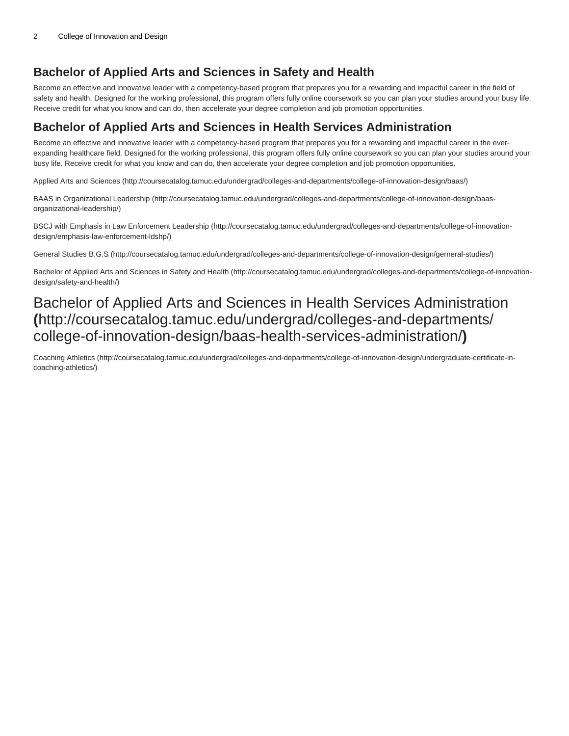## Bachelor of Applied Arts and Sciences in Safety and Health

Become an effective and innovative leader with a competency-based program that prepares you for a rewarding and impactful career in the field of safety and health. Designed for the working professional, this program offers fully online coursework so you can plan your studies around your busy life. Receive credit for what you know and can do, then accelerate your degree completion and job promotion opportunities.

## Bachelor of Applied Arts and Sciences in Health Services Administration

Become an effective and innovative leader with a competency-based program that prepares you for a rewarding and impactful career in the ever-expanding healthcare field. Designed for the working professional, this program offers fully online coursework so you can plan your studies around your busy life. Receive credit for what you know and can do, then accelerate your degree completion and job promotion opportunities.

Applied Arts and Sciences (http://coursecatalog.tamuc.edu/undergrad/colleges-and-departments/college-of-innovation-design/baas/)

BAAS in Organizational Leadership (http://coursecatalog.tamuc.edu/undergrad/colleges-and-departments/college-of-innovation-design/baas-organizational-leadership/)

BSCJ with Emphasis in Law Enforcement Leadership (http://coursecatalog.tamuc.edu/undergrad/colleges-and-departments/college-of-innovation-design/emphasis-law-enforcement-ldshp/)

General Studies B.G.S (http://coursecatalog.tamuc.edu/undergrad/colleges-and-departments/college-of-innovation-design/gerneral-studies/)

Bachelor of Applied Arts and Sciences in Safety and Health (http://coursecatalog.tamuc.edu/undergrad/colleges-and-departments/college-of-innovation-design/safety-and-health/)

# Bachelor of Applied Arts and Sciences in Health Services Administration **(**http://coursecatalog.tamuc.edu/undergrad/colleges-and-departments/college-of-innovation-design/baas-health-services-administration/**)**

Coaching Athletics (http://coursecatalog.tamuc.edu/undergrad/colleges-and-departments/college-of-innovation-design/undergraduate-certificate-in-coaching-athletics/)